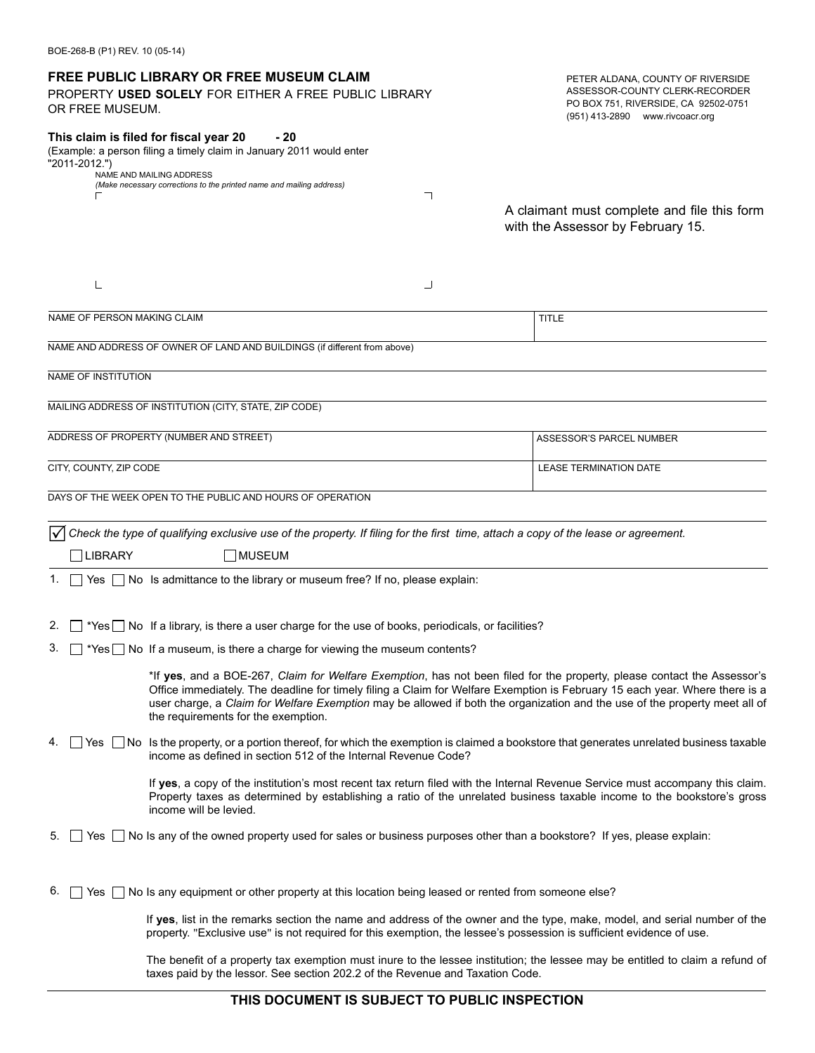BOE-268-B (P1) REV. 10 (05-14)

## FREE PUBLIC LIBRARY OR FREE MUSEUM CLAIM

PROPERTY **USED SOLELY** FOR EITHER A FREE PUBLIC LIBRARY OR FREE MUSEUM.

PETER ALDANA, COUNTY OF RIVERSIDE
ASSESSOR-COUNTY CLERK-RECORDER
PO BOX 751, RIVERSIDE, CA 92502-0751
(951) 413-2890 www.rivcoacr.org

**This claim is filed for fiscal year 20 - 20**
(Example: a person filing a timely claim in January 2011 would enter "2011-2012.")

NAME AND MAILING ADDRESS
*(Make necessary corrections to the printed name and mailing address)*

A claimant must complete and file this form with the Assessor by February 15.

| NAME OF PERSON MAKING CLAIM | TITLE |
|---|---|
| NAME AND ADDRESS OF OWNER OF LAND AND BUILDINGS (if different from above) | |
| NAME OF INSTITUTION | |
| MAILING ADDRESS OF INSTITUTION (CITY, STATE, ZIP CODE) | |
| ADDRESS OF PROPERTY (NUMBER AND STREET) | ASSESSOR'S PARCEL NUMBER |
| CITY, COUNTY, ZIP CODE | LEASE TERMINATION DATE |
| DAYS OF THE WEEK OPEN TO THE PUBLIC AND HOURS OF OPERATION | |

☑ *Check the type of qualifying exclusive use of the property. If filing for the first time, attach a copy of the lease or agreement.*

☐ LIBRARY ☐ MUSEUM

1. ☐ Yes ☐ No Is admittance to the library or museum free? If no, please explain:

2. ☐ *Yes ☐ No If a library, is there a user charge for the use of books, periodicals, or facilities?

3. ☐ *Yes ☐ No If a museum, is there a charge for viewing the museum contents?

   *If **yes**, and a BOE-267, *Claim for Welfare Exemption*, has not been filed for the property, please contact the Assessor's Office immediately. The deadline for timely filing a Claim for Welfare Exemption is February 15 each year. Where there is a user charge, a *Claim for Welfare Exemption* may be allowed if both the organization and the use of the property meet all of the requirements for the exemption.

4. ☐ Yes ☐ No Is the property, or a portion thereof, for which the exemption is claimed a bookstore that generates unrelated business taxable income as defined in section 512 of the Internal Revenue Code?

   If **yes**, a copy of the institution's most recent tax return filed with the Internal Revenue Service must accompany this claim. Property taxes as determined by establishing a ratio of the unrelated business taxable income to the bookstore's gross income will be levied.

5. ☐ Yes ☐ No Is any of the owned property used for sales or business purposes other than a bookstore? If yes, please explain:

6. ☐ Yes ☐ No Is any equipment or other property at this location being leased or rented from someone else?

   If **yes**, list in the remarks section the name and address of the owner and the type, make, model, and serial number of the property. "Exclusive use" is not required for this exemption, the lessee's possession is sufficient evidence of use.

   The benefit of a property tax exemption must inure to the lessee institution; the lessee may be entitled to claim a refund of taxes paid by the lessor. See section 202.2 of the Revenue and Taxation Code.

**THIS DOCUMENT IS SUBJECT TO PUBLIC INSPECTION**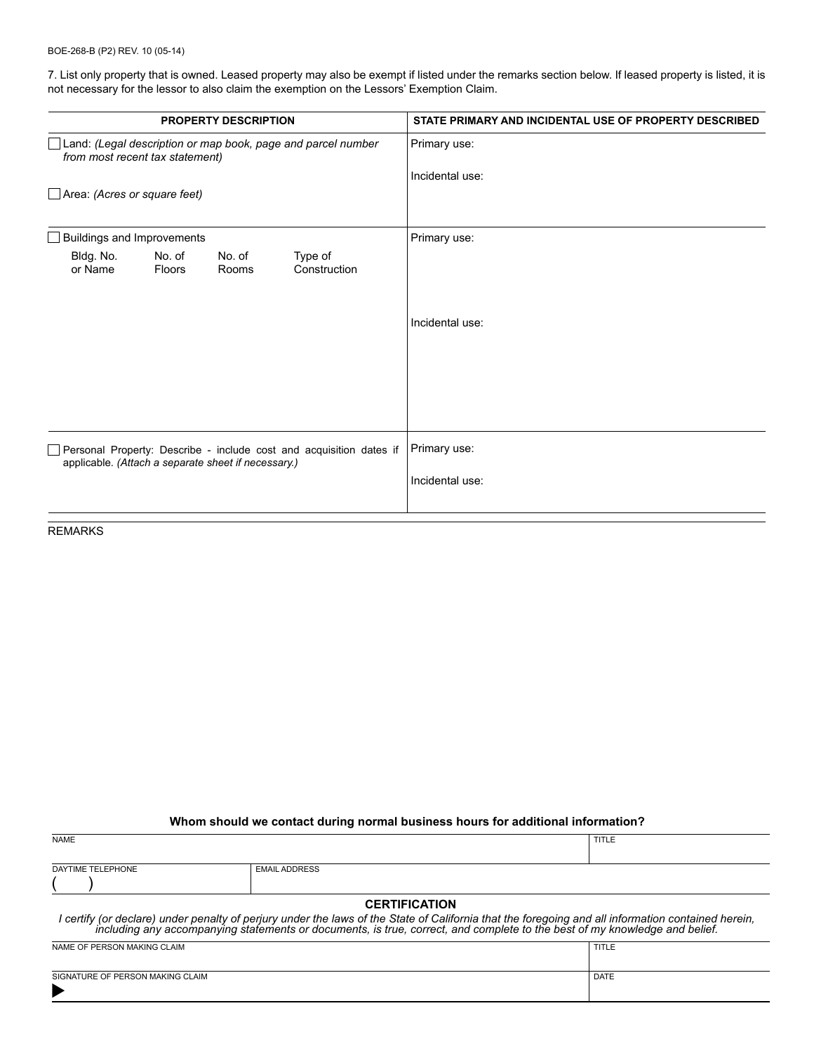BOE-268-B (P2) REV. 10 (05-14)

7. List only property that is owned. Leased property may also be exempt if listed under the remarks section below. If leased property is listed, it is not necessary for the lessor to also claim the exemption on the Lessors' Exemption Claim.

| PROPERTY DESCRIPTION | STATE PRIMARY AND INCIDENTAL USE OF PROPERTY DESCRIBED |
|---|---|
| ☐ Land: *(Legal description or map book, page and parcel number from most recent tax statement)*<br><br>☐ Area: *(Acres or square feet)* | Primary use:<br><br>Incidental use: |
| ☐ Buildings and Improvements<br>Bldg. No. or Name / No. of Floors / No. of Rooms / Type of Construction | Primary use:<br><br>Incidental use: |
| ☐ Personal Property: Describe - include cost and acquisition dates if applicable. *(Attach a separate sheet if necessary.)* | Primary use:<br><br>Incidental use: |

REMARKS

**Whom should we contact during normal business hours for additional information?**

| NAME | | TITLE |
|---|---|---|
| DAYTIME TELEPHONE<br>(   ) | EMAIL ADDRESS | |

## CERTIFICATION

*I certify (or declare) under penalty of perjury under the laws of the State of California that the foregoing and all information contained herein, including any accompanying statements or documents, is true, correct, and complete to the best of my knowledge and belief.*

| NAME OF PERSON MAKING CLAIM | TITLE |
|---|---|
| SIGNATURE OF PERSON MAKING CLAIM<br>▶ | DATE |